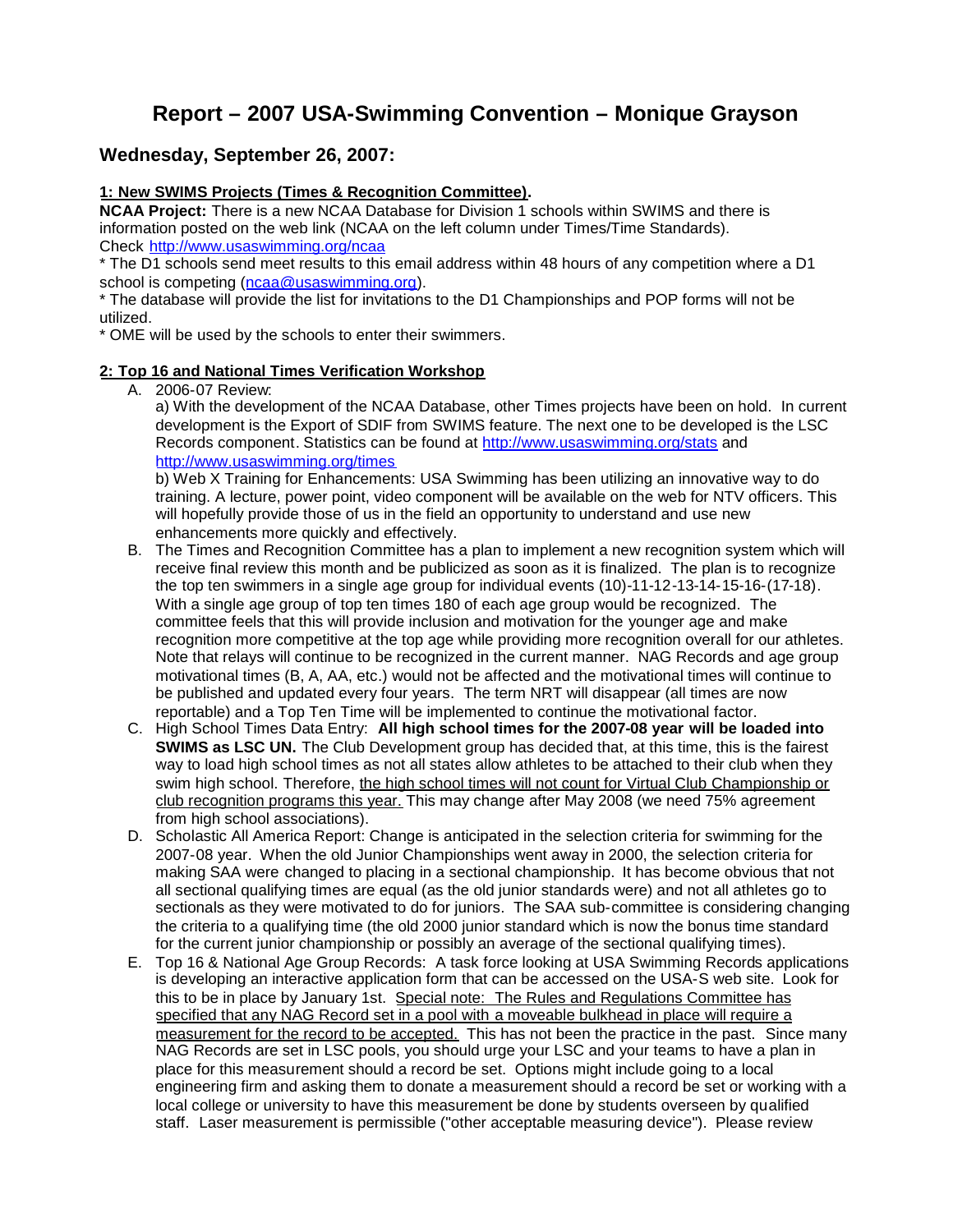# Report – 2007 USA-Swimming Convention – Monique Grayson

## Wednesday, September 26, 2007:

**<u>1: New SWIMS Projects (Times & Recognition Committee)</u>.**

**NCAA Project:** There is a new NCAA Database for Division 1 schools within SWIMS and there is information posted on the web link (NCAA on the left column under Times/Time Standards). Check http://www.usaswimming.org/ncaa

* The D1 schools send meet results to this email address within 48 hours of any competition where a D1 school is competing (ncaa@usaswimming.org).
* The database will provide the list for invitations to the D1 Championships and POP forms will not be utilized.
* OME will be used by the schools to enter their swimmers.

**<u>2: Top 16 and National Times Verification Workshop</u>**

A. 2006-07 Review:

a) With the development of the NCAA Database, other Times projects have been on hold. In current development is the Export of SDIF from SWIMS feature. The next one to be developed is the LSC Records component. Statistics can be found at http://www.usaswimming.org/stats and http://www.usaswimming.org/times

b) Web X Training for Enhancements: USA Swimming has been utilizing an innovative way to do training. A lecture, power point, video component will be available on the web for NTV officers. This will hopefully provide those of us in the field an opportunity to understand and use new enhancements more quickly and effectively.

B. The Times and Recognition Committee has a plan to implement a new recognition system which will receive final review this month and be publicized as soon as it is finalized. The plan is to recognize the top ten swimmers in a single age group for individual events (10)-11-12-13-14-15-16-(17-18). With a single age group of top ten times 180 of each age group would be recognized. The committee feels that this will provide inclusion and motivation for the younger age and make recognition more competitive at the top age while providing more recognition overall for our athletes. Note that relays will continue to be recognized in the current manner. NAG Records and age group motivational times (B, A, AA, etc.) would not be affected and the motivational times will continue to be published and updated every four years. The term NRT will disappear (all times are now reportable) and a Top Ten Time will be implemented to continue the motivational factor.

C. High School Times Data Entry: **All high school times for the 2007-08 year will be loaded into SWIMS as LSC UN.** The Club Development group has decided that, at this time, this is the fairest way to load high school times as not all states allow athletes to be attached to their club when they swim high school. Therefore, <u>the high school times will not count for Virtual Club Championship or club recognition programs this year.</u> This may change after May 2008 (we need 75% agreement from high school associations).

D. Scholastic All America Report: Change is anticipated in the selection criteria for swimming for the 2007-08 year. When the old Junior Championships went away in 2000, the selection criteria for making SAA were changed to placing in a sectional championship. It has become obvious that not all sectional qualifying times are equal (as the old junior standards were) and not all athletes go to sectionals as they were motivated to do for juniors. The SAA sub-committee is considering changing the criteria to a qualifying time (the old 2000 junior standard which is now the bonus time standard for the current junior championship or possibly an average of the sectional qualifying times).

E. Top 16 & National Age Group Records: A task force looking at USA Swimming Records applications is developing an interactive application form that can be accessed on the USA-S web site. Look for this to be in place by January 1st. <u>Special note: The Rules and Regulations Committee has specified that any NAG Record set in a pool with a moveable bulkhead in place will require a measurement for the record to be accepted.</u> This has not been the practice in the past. Since many NAG Records are set in LSC pools, you should urge your LSC and your teams to have a plan in place for this measurement should a record be set. Options might include going to a local engineering firm and asking them to donate a measurement should a record be set or working with a local college or university to have this measurement be done by students overseen by qualified staff. Laser measurement is permissible ("other acceptable measuring device"). Please review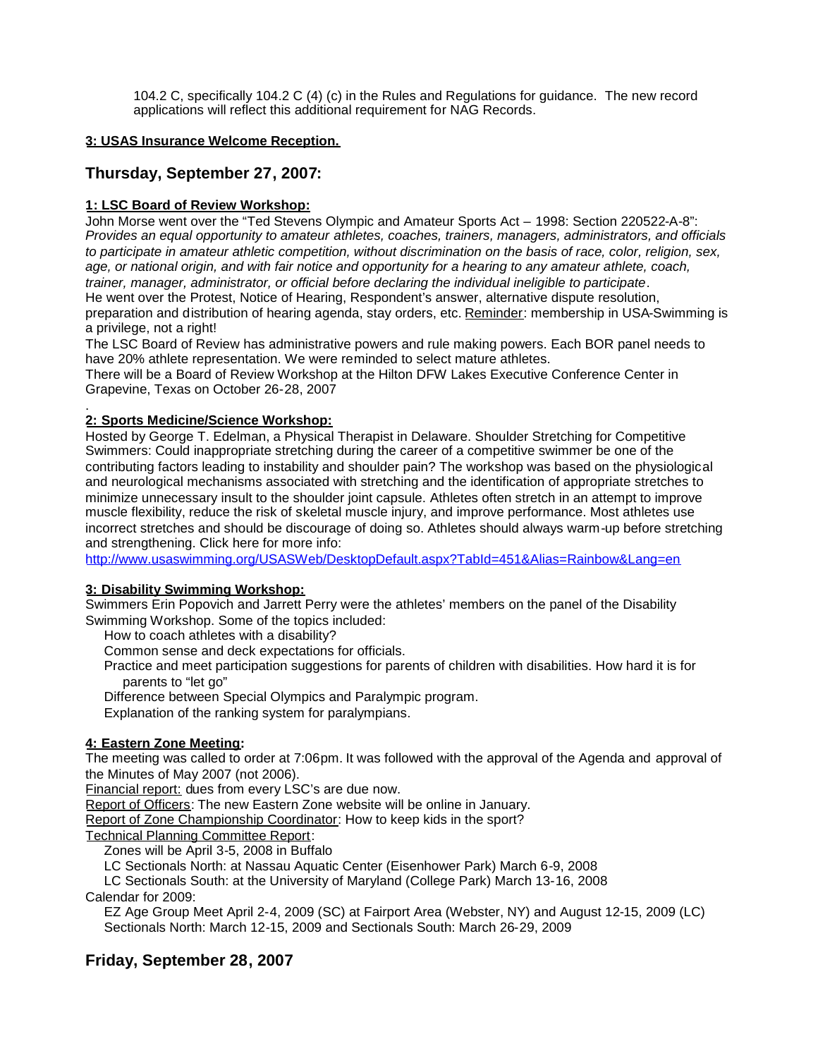104.2 C, specifically 104.2 C (4) (c) in the Rules and Regulations for guidance. The new record applications will reflect this additional requirement for NAG Records.

**3: USAS Insurance Welcome Reception.**

## Thursday, September 27, 2007:

**1: LSC Board of Review Workshop:**

John Morse went over the "Ted Stevens Olympic and Amateur Sports Act – 1998: Section 220522-A-8": *Provides an equal opportunity to amateur athletes, coaches, trainers, managers, administrators, and officials to participate in amateur athletic competition, without discrimination on the basis of race, color, religion, sex, age, or national origin, and with fair notice and opportunity for a hearing to any amateur athlete, coach, trainer, manager, administrator, or official before declaring the individual ineligible to participate*.

He went over the Protest, Notice of Hearing, Respondent's answer, alternative dispute resolution, preparation and distribution of hearing agenda, stay orders, etc. Reminder: membership in USA-Swimming is a privilege, not a right!

The LSC Board of Review has administrative powers and rule making powers. Each BOR panel needs to have 20% athlete representation. We were reminded to select mature athletes.

There will be a Board of Review Workshop at the Hilton DFW Lakes Executive Conference Center in Grapevine, Texas on October 26-28, 2007

.

**2: Sports Medicine/Science Workshop:**

Hosted by George T. Edelman, a Physical Therapist in Delaware. Shoulder Stretching for Competitive Swimmers: Could inappropriate stretching during the career of a competitive swimmer be one of the contributing factors leading to instability and shoulder pain? The workshop was based on the physiological and neurological mechanisms associated with stretching and the identification of appropriate stretches to minimize unnecessary insult to the shoulder joint capsule. Athletes often stretch in an attempt to improve muscle flexibility, reduce the risk of skeletal muscle injury, and improve performance. Most athletes use incorrect stretches and should be discourage of doing so. Athletes should always warm-up before stretching and strengthening. Click here for more info:
http://www.usaswimming.org/USASWeb/DesktopDefault.aspx?TabId=451&Alias=Rainbow&Lang=en

**3: Disability Swimming Workshop:**

Swimmers Erin Popovich and Jarrett Perry were the athletes' members on the panel of the Disability Swimming Workshop. Some of the topics included:

- How to coach athletes with a disability?
- Common sense and deck expectations for officials.
- Practice and meet participation suggestions for parents of children with disabilities. How hard it is for parents to "let go"
- Difference between Special Olympics and Paralympic program.
- Explanation of the ranking system for paralympians.

**4: Eastern Zone Meeting:**

The meeting was called to order at 7:06pm. It was followed with the approval of the Agenda and approval of the Minutes of May 2007 (not 2006).

Financial report: dues from every LSC's are due now.

Report of Officers: The new Eastern Zone website will be online in January.

Report of Zone Championship Coordinator: How to keep kids in the sport?

Technical Planning Committee Report:

- Zones will be April 3-5, 2008 in Buffalo
- LC Sectionals North: at Nassau Aquatic Center (Eisenhower Park) March 6-9, 2008
- LC Sectionals South: at the University of Maryland (College Park) March 13-16, 2008

Calendar for 2009:

- EZ Age Group Meet April 2-4, 2009 (SC) at Fairport Area (Webster, NY) and August 12-15, 2009 (LC)
- Sectionals North: March 12-15, 2009 and Sectionals South: March 26-29, 2009

## Friday, September 28, 2007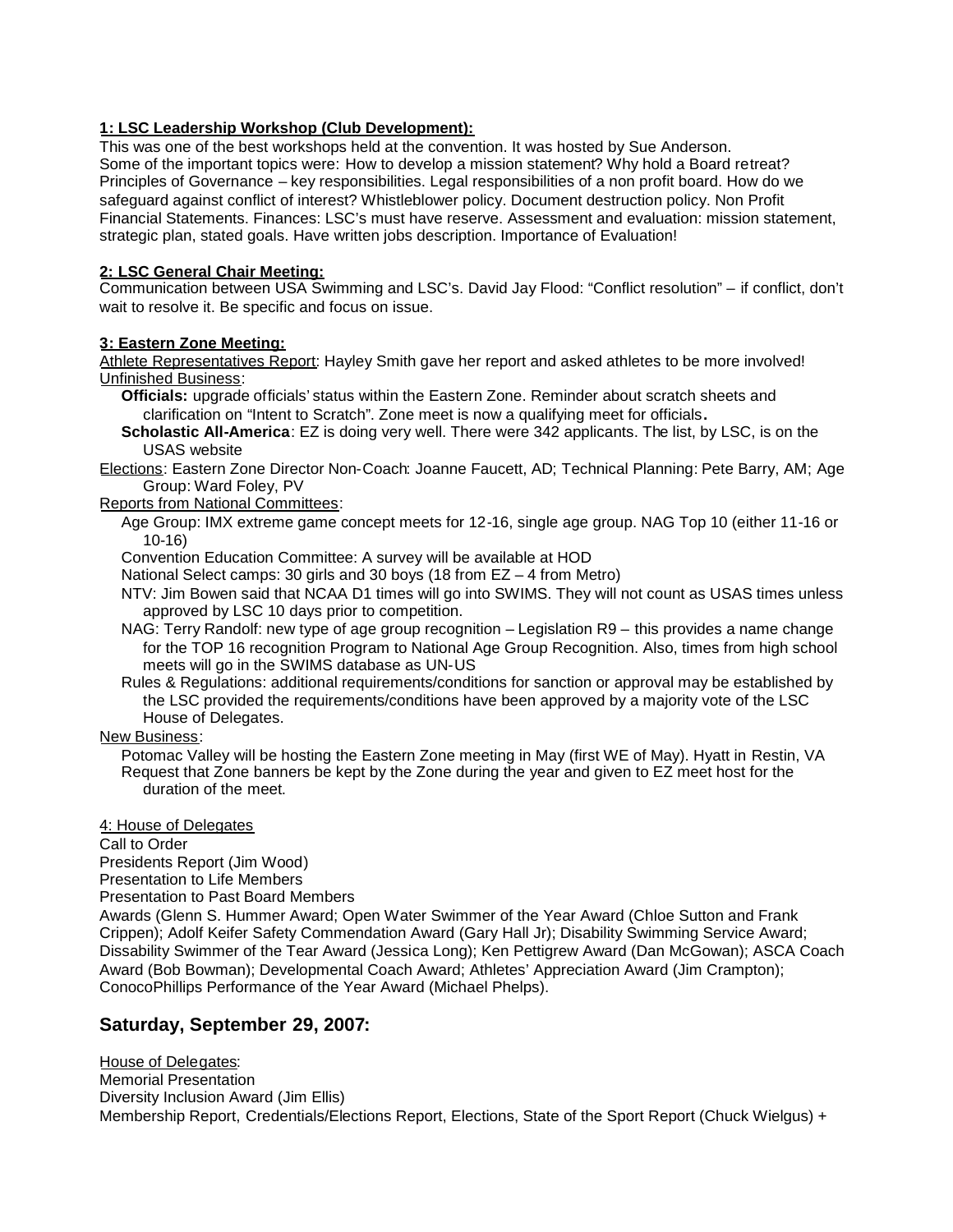**1: LSC Leadership Workshop (Club Development):**

This was one of the best workshops held at the convention. It was hosted by Sue Anderson. Some of the important topics were: How to develop a mission statement? Why hold a Board retreat? Principles of Governance – key responsibilities. Legal responsibilities of a non profit board. How do we safeguard against conflict of interest? Whistleblower policy. Document destruction policy. Non Profit Financial Statements. Finances: LSC's must have reserve. Assessment and evaluation: mission statement, strategic plan, stated goals. Have written jobs description. Importance of Evaluation!

**2: LSC General Chair Meeting:**

Communication between USA Swimming and LSC's. David Jay Flood: "Conflict resolution" – if conflict, don't wait to resolve it. Be specific and focus on issue.

**3: Eastern Zone Meeting:**

Athlete Representatives Report: Hayley Smith gave her report and asked athletes to be more involved!

Unfinished Business:

- **Officials:** upgrade officials' status within the Eastern Zone. Reminder about scratch sheets and clarification on "Intent to Scratch". Zone meet is now a qualifying meet for officials**.**
- **Scholastic All-America**: EZ is doing very well. There were 342 applicants. The list, by LSC, is on the USAS website

Elections: Eastern Zone Director Non-Coach: Joanne Faucett, AD; Technical Planning: Pete Barry, AM; Age Group: Ward Foley, PV

Reports from National Committees:

- Age Group: IMX extreme game concept meets for 12-16, single age group. NAG Top 10 (either 11-16 or 10-16)
- Convention Education Committee: A survey will be available at HOD
- National Select camps: 30 girls and 30 boys (18 from EZ – 4 from Metro)
- NTV: Jim Bowen said that NCAA D1 times will go into SWIMS. They will not count as USAS times unless approved by LSC 10 days prior to competition.
- NAG: Terry Randolf: new type of age group recognition – Legislation R9 – this provides a name change for the TOP 16 recognition Program to National Age Group Recognition. Also, times from high school meets will go in the SWIMS database as UN-US
- Rules & Regulations: additional requirements/conditions for sanction or approval may be established by the LSC provided the requirements/conditions have been approved by a majority vote of the LSC House of Delegates.

New Business:

- Potomac Valley will be hosting the Eastern Zone meeting in May (first WE of May). Hyatt in Restin, VA
- Request that Zone banners be kept by the Zone during the year and given to EZ meet host for the duration of the meet.

4: House of Delegates

Call to Order

Presidents Report (Jim Wood)

Presentation to Life Members

Presentation to Past Board Members

Awards (Glenn S. Hummer Award; Open Water Swimmer of the Year Award (Chloe Sutton and Frank Crippen); Adolf Keifer Safety Commendation Award (Gary Hall Jr); Disability Swimming Service Award; Dissability Swimmer of the Tear Award (Jessica Long); Ken Pettigrew Award (Dan McGowan); ASCA Coach Award (Bob Bowman); Developmental Coach Award; Athletes' Appreciation Award (Jim Crampton); ConocoPhillips Performance of the Year Award (Michael Phelps).

## Saturday, September 29, 2007:

House of Delegates:

Memorial Presentation

Diversity Inclusion Award (Jim Ellis)

Membership Report, Credentials/Elections Report, Elections, State of the Sport Report (Chuck Wielgus) +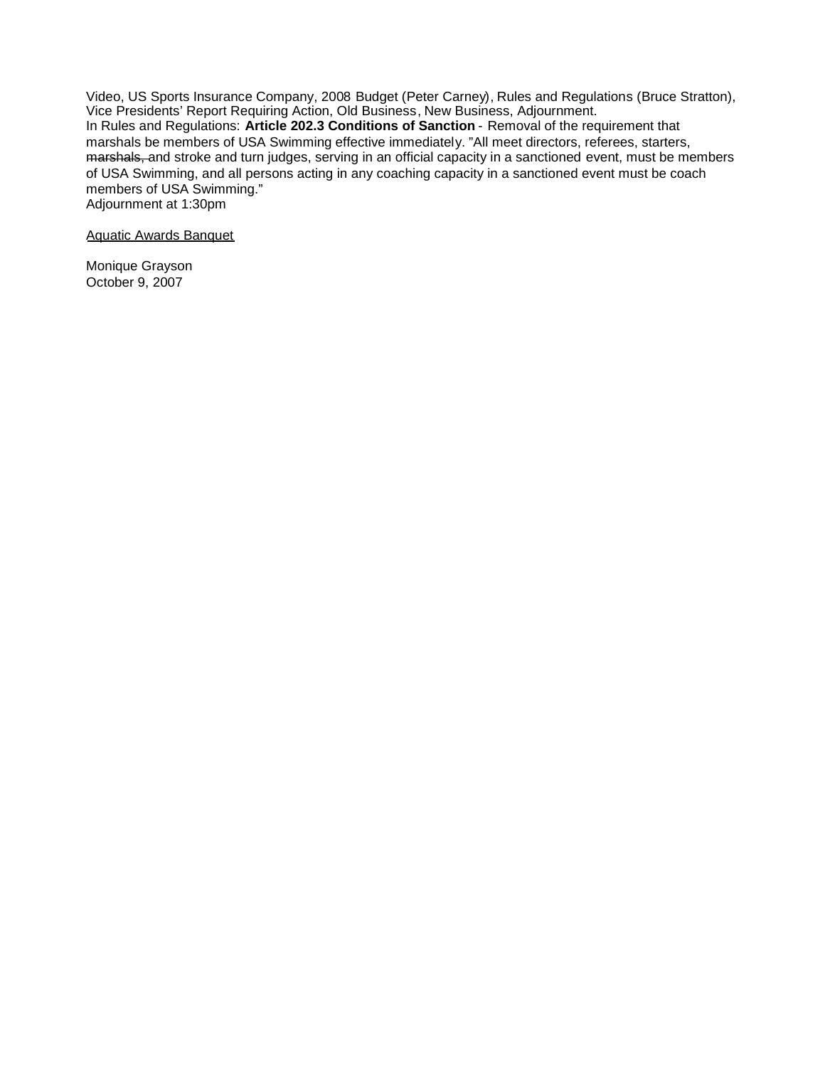Video, US Sports Insurance Company, 2008 Budget (Peter Carney), Rules and Regulations (Bruce Stratton), Vice Presidents' Report Requiring Action, Old Business, New Business, Adjournment.
In Rules and Regulations: **Article 202.3 Conditions of Sanction** - Removal of the requirement that marshals be members of USA Swimming effective immediately. "All meet directors, referees, starters, ~~marshals,~~ and stroke and turn judges, serving in an official capacity in a sanctioned event, must be members of USA Swimming, and all persons acting in any coaching capacity in a sanctioned event must be coach members of USA Swimming."
Adjournment at 1:30pm

<u>Aquatic Awards Banquet</u>

Monique Grayson
October 9, 2007